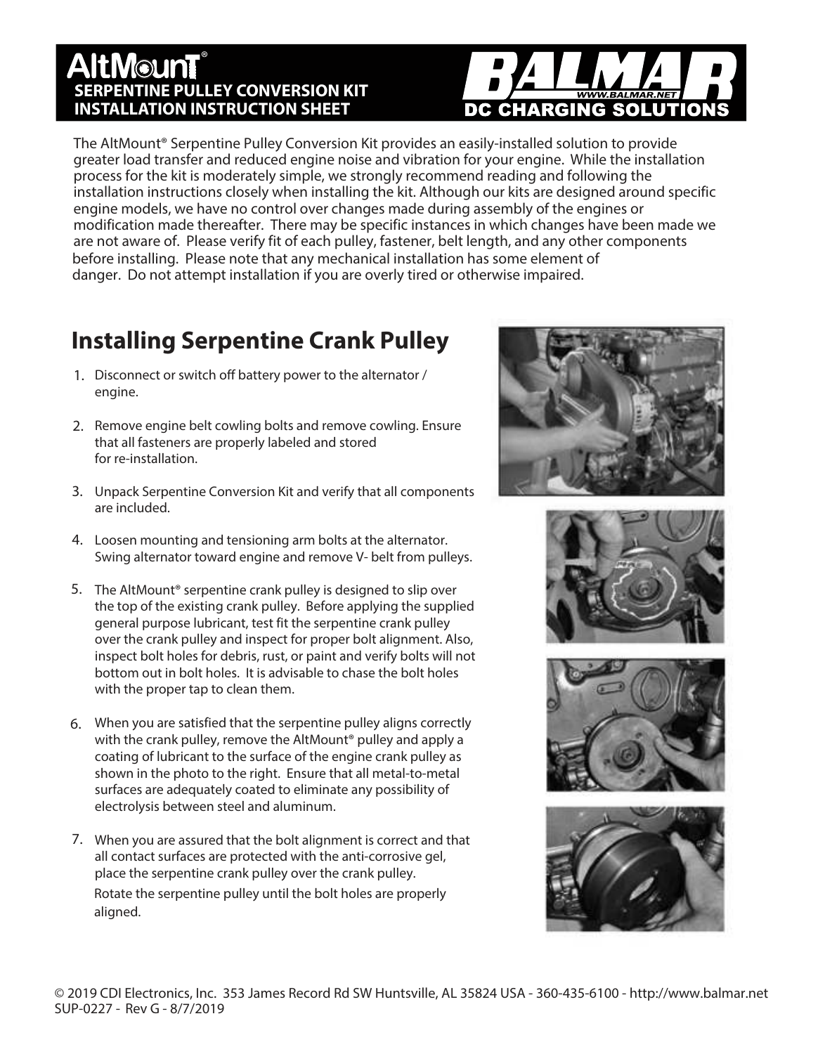# AltMount® SERPENTINE PULLEY CONVERSION KIT INSTALLATION INSTRUCTION SHEET

**BALMAR** WWW.BALMAR.NET DC CHARGING SOLUTIONS

The AltMount® Serpentine Pulley Conversion Kit provides an easily-installed solution to provide greater load transfer and reduced engine noise and vibration for your engine. While the installation process for the kit is moderately simple, we strongly recommend reading and following the installation instructions closely when installing the kit. Although our kits are designed around specific engine models, we have no control over changes made during assembly of the engines or modification made thereafter. There may be specific instances in which changes have been made we are not aware of. Please verify fit of each pulley, fastener, belt length, and any other components before installing. Please note that any mechanical installation has some element of danger. Do not attempt installation if you are overly tired or otherwise impaired.

## Installing Serpentine Crank Pulley

1. Disconnect or switch off battery power to the alternator / engine.

2. Remove engine belt cowling bolts and remove cowling. Ensure that all fasteners are properly labeled and stored for re-installation.

3. Unpack Serpentine Conversion Kit and verify that all components are included.

4. Loosen mounting and tensioning arm bolts at the alternator. Swing alternator toward engine and remove V- belt from pulleys.

5. The AltMount® serpentine crank pulley is designed to slip over the top of the existing crank pulley. Before applying the supplied general purpose lubricant, test fit the serpentine crank pulley over the crank pulley and inspect for proper bolt alignment. Also, inspect bolt holes for debris, rust, or paint and verify bolts will not bottom out in bolt holes. It is advisable to chase the bolt holes with the proper tap to clean them.

6. When you are satisfied that the serpentine pulley aligns correctly with the crank pulley, remove the AltMount® pulley and apply a coating of lubricant to the surface of the engine crank pulley as shown in the photo to the right. Ensure that all metal-to-metal surfaces are adequately coated to eliminate any possibility of electrolysis between steel and aluminum.

7. When you are assured that the bolt alignment is correct and that all contact surfaces are protected with the anti-corrosive gel, place the serpentine crank pulley over the crank pulley. Rotate the serpentine pulley until the bolt holes are properly aligned.

© 2019 CDI Electronics, Inc. 353 James Record Rd SW Huntsville, AL 35824 USA - 360-435-6100 - http://www.balmar.net
SUP-0227 - Rev G - 8/7/2019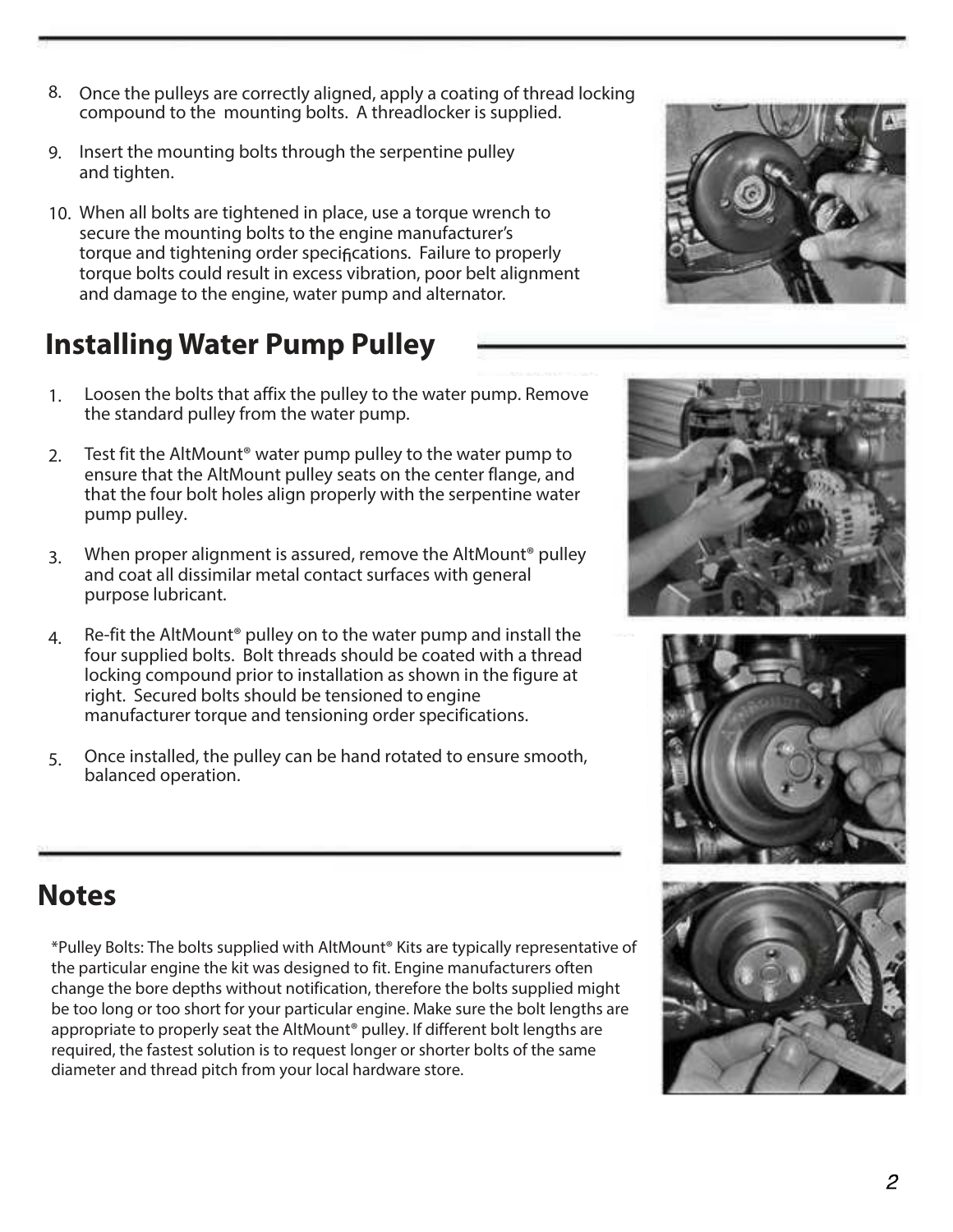8. Once the pulleys are correctly aligned, apply a coating of thread locking compound to the mounting bolts. A threadlocker is supplied.

9. Insert the mounting bolts through the serpentine pulley and tighten.

10. When all bolts are tightened in place, use a torque wrench to secure the mounting bolts to the engine manufacturer's torque and tightening order specifications. Failure to properly torque bolts could result in excess vibration, poor belt alignment and damage to the engine, water pump and alternator.

## Installing Water Pump Pulley

1. Loosen the bolts that affix the pulley to the water pump. Remove the standard pulley from the water pump.

2. Test fit the AltMount® water pump pulley to the water pump to ensure that the AltMount pulley seats on the center flange, and that the four bolt holes align properly with the serpentine water pump pulley.

3. When proper alignment is assured, remove the AltMount® pulley and coat all dissimilar metal contact surfaces with general purpose lubricant.

4. Re-fit the AltMount® pulley on to the water pump and install the four supplied bolts. Bolt threads should be coated with a thread locking compound prior to installation as shown in the figure at right. Secured bolts should be tensioned to engine manufacturer torque and tensioning order specifications.

5. Once installed, the pulley can be hand rotated to ensure smooth, balanced operation.

## Notes

*Pulley Bolts: The bolts supplied with AltMount® Kits are typically representative of the particular engine the kit was designed to fit. Engine manufacturers often change the bore depths without notification, therefore the bolts supplied might be too long or too short for your particular engine. Make sure the bolt lengths are appropriate to properly seat the AltMount® pulley. If different bolt lengths are required, the fastest solution is to request longer or shorter bolts of the same diameter and thread pitch from your local hardware store.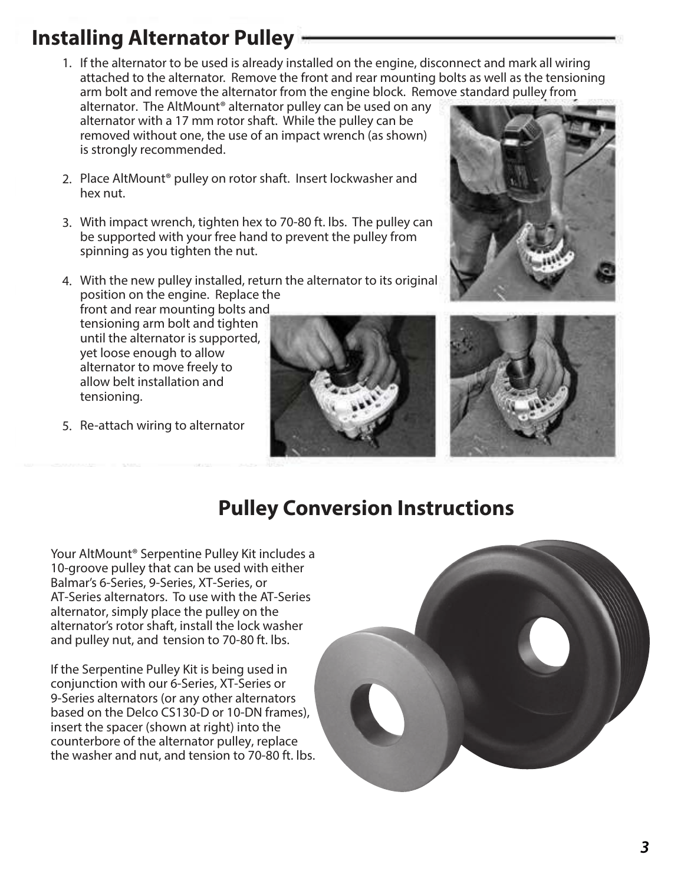## Installing Alternator Pulley

1. If the alternator to be used is already installed on the engine, disconnect and mark all wiring attached to the alternator. Remove the front and rear mounting bolts as well as the tensioning arm bolt and remove the alternator from the engine block. Remove standard pulley from alternator. The AltMount® alternator pulley can be used on any alternator with a 17 mm rotor shaft. While the pulley can be removed without one, the use of an impact wrench (as shown) is strongly recommended.

2. Place AltMount® pulley on rotor shaft. Insert lockwasher and hex nut.

3. With impact wrench, tighten hex to 70-80 ft. lbs. The pulley can be supported with your free hand to prevent the pulley from spinning as you tighten the nut.

4. With the new pulley installed, return the alternator to its original position on the engine. Replace the front and rear mounting bolts and tensioning arm bolt and tighten until the alternator is supported, yet loose enough to allow alternator to move freely to allow belt installation and tensioning.

5. Re-attach wiring to alternator

# Pulley Conversion Instructions

Your AltMount® Serpentine Pulley Kit includes a 10-groove pulley that can be used with either Balmar's 6-Series, 9-Series, XT-Series, or AT-Series alternators. To use with the AT-Series alternator, simply place the pulley on the alternator's rotor shaft, install the lock washer and pulley nut, and tension to 70-80 ft. lbs.

If the Serpentine Pulley Kit is being used in conjunction with our 6-Series, XT-Series or 9-Series alternators (or any other alternators based on the Delco CS130-D or 10-DN frames), insert the spacer (shown at right) into the counterbore of the alternator pulley, replace the washer and nut, and tension to 70-80 ft. lbs.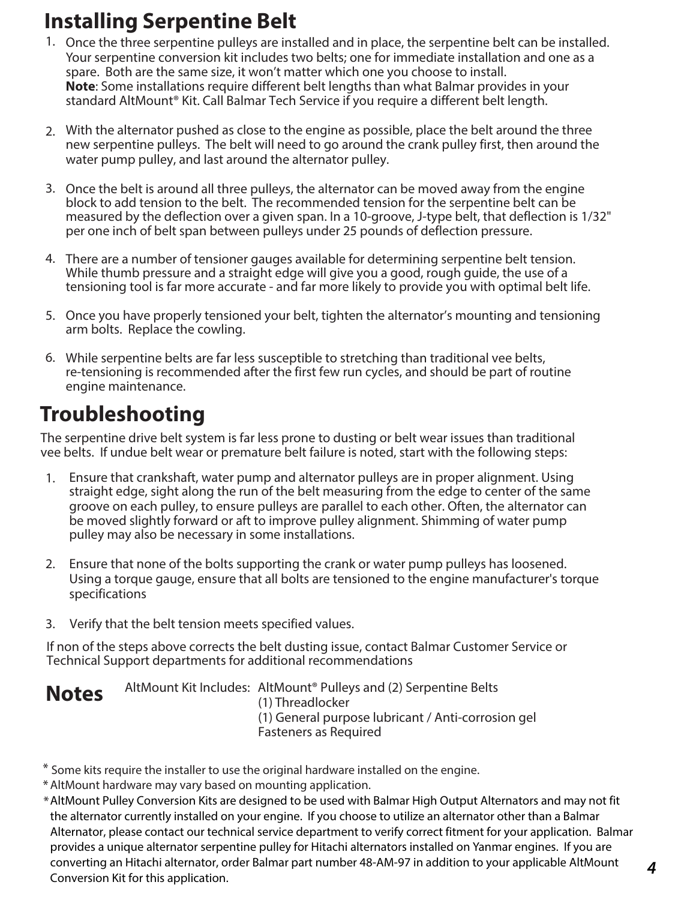## Installing Serpentine Belt

1. Once the three serpentine pulleys are installed and in place, the serpentine belt can be installed. Your serpentine conversion kit includes two belts; one for immediate installation and one as a spare. Both are the same size, it won't matter which one you choose to install.
   **Note**: Some installations require different belt lengths than what Balmar provides in your standard AltMount® Kit. Call Balmar Tech Service if you require a different belt length.

2. With the alternator pushed as close to the engine as possible, place the belt around the three new serpentine pulleys. The belt will need to go around the crank pulley first, then around the water pump pulley, and last around the alternator pulley.

3. Once the belt is around all three pulleys, the alternator can be moved away from the engine block to add tension to the belt. The recommended tension for the serpentine belt can be measured by the deflection over a given span. In a 10-groove, J-type belt, that deflection is 1/32" per one inch of belt span between pulleys under 25 pounds of deflection pressure.

4. There are a number of tensioner gauges available for determining serpentine belt tension. While thumb pressure and a straight edge will give you a good, rough guide, the use of a tensioning tool is far more accurate - and far more likely to provide you with optimal belt life.

5. Once you have properly tensioned your belt, tighten the alternator's mounting and tensioning arm bolts. Replace the cowling.

6. While serpentine belts are far less susceptible to stretching than traditional vee belts, re-tensioning is recommended after the first few run cycles, and should be part of routine engine maintenance.

## Troubleshooting

The serpentine drive belt system is far less prone to dusting or belt wear issues than traditional vee belts. If undue belt wear or premature belt failure is noted, start with the following steps:

1. Ensure that crankshaft, water pump and alternator pulleys are in proper alignment. Using straight edge, sight along the run of the belt measuring from the edge to center of the same groove on each pulley, to ensure pulleys are parallel to each other. Often, the alternator can be moved slightly forward or aft to improve pulley alignment. Shimming of water pump pulley may also be necessary in some installations.

2. Ensure that none of the bolts supporting the crank or water pump pulleys has loosened. Using a torque gauge, ensure that all bolts are tensioned to the engine manufacturer's torque specifications

3. Verify that the belt tension meets specified values.

If non of the steps above corrects the belt dusting issue, contact Balmar Customer Service or Technical Support departments for additional recommendations

## Notes

AltMount Kit Includes: AltMount® Pulleys and (2) Serpentine Belts
(1) Threadlocker
(1) General purpose lubricant / Anti-corrosion gel
Fasteners as Required

\* Some kits require the installer to use the original hardware installed on the engine.

\* AltMount hardware may vary based on mounting application.

\* AltMount Pulley Conversion Kits are designed to be used with Balmar High Output Alternators and may not fit the alternator currently installed on your engine. If you choose to utilize an alternator other than a Balmar Alternator, please contact our technical service department to verify correct fitment for your application. Balmar provides a unique alternator serpentine pulley for Hitachi alternators installed on Yanmar engines. If you are converting an Hitachi alternator, order Balmar part number 48-AM-97 in addition to your applicable AltMount Conversion Kit for this application.